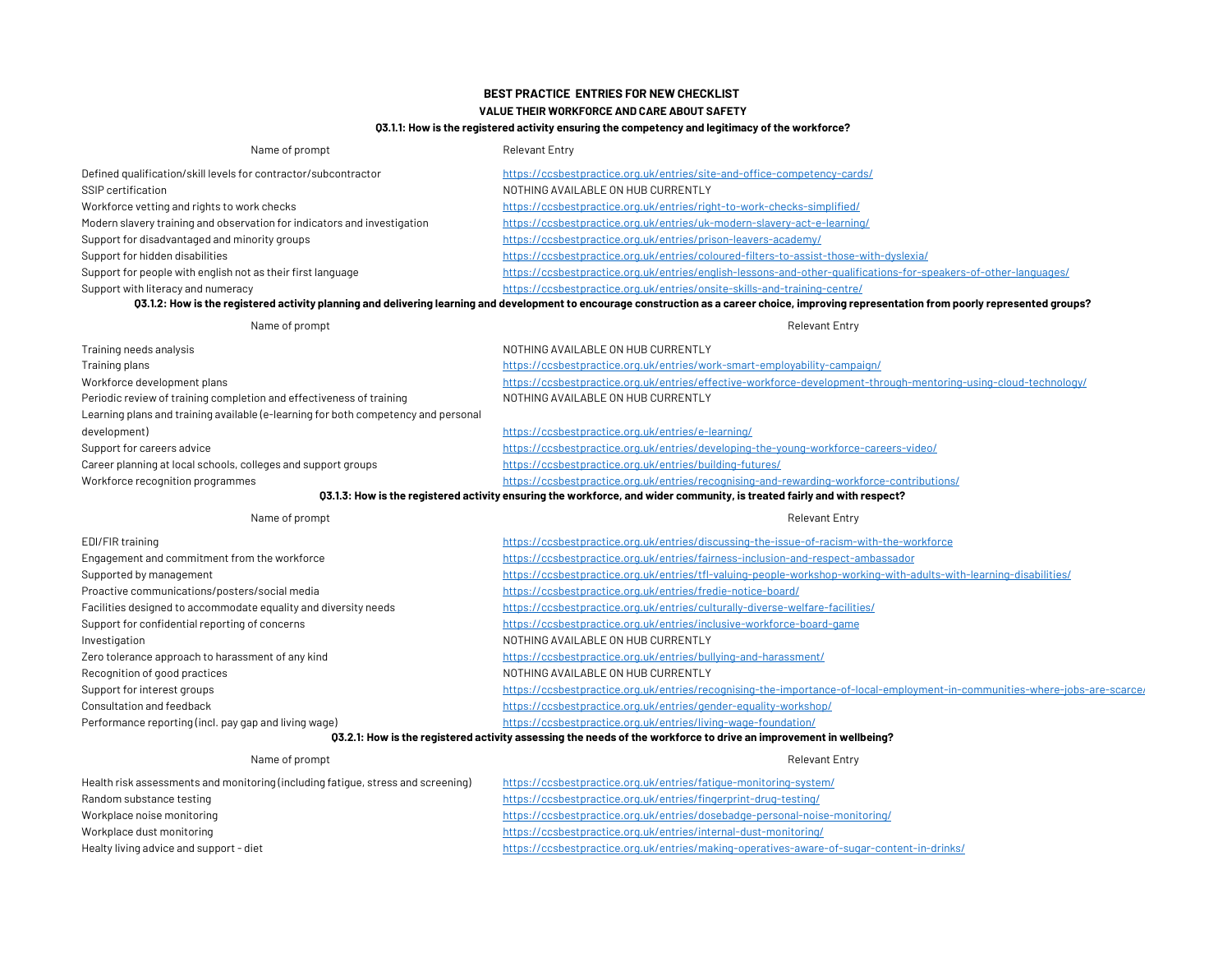# BEST PRACTICE ENTRIES FOR NEW CHECKLIST

## VALUE THEIR WORKFORCE AND CARE ABOUT SAFETY

### Q3.1.1: How is the registered activity ensuring the competency and legitimacy of the workforce?

| Name of prompt | Relevant Entry |
| --- | --- |
| Defined qualification/skill levels for contractor/subcontractor | https://ccsbestpractice.org.uk/entries/site-and-office-competency-cards/ |
| SSIP certification | NOTHING AVAILABLE ON HUB CURRENTLY |
| Workforce vetting and rights to work checks | https://ccsbestpractice.org.uk/entries/right-to-work-checks-simplified/ |
| Modern slavery training and observation for indicators and investigation | https://ccsbestpractice.org.uk/entries/uk-modern-slavery-act-e-learning/ |
| Support for disadvantaged and minority groups | https://ccsbestpractice.org.uk/entries/prison-leavers-academy/ |
| Support for hidden disabilities | https://ccsbestpractice.org.uk/entries/coloured-filters-to-assist-those-with-dyslexia/ |
| Support for people with english not as their first language | https://ccsbestpractice.org.uk/entries/english-lessons-and-other-qualifications-for-speakers-of-other-languages/ |
| Support with literacy and numeracy | https://ccsbestpractice.org.uk/entries/onsite-skills-and-training-centre/ |

### Q3.1.2: How is the registered activity planning and delivering learning and development to encourage construction as a career choice, improving representation from poorly represented groups?

| Name of prompt | Relevant Entry |
| --- | --- |
| Training needs analysis | NOTHING AVAILABLE ON HUB CURRENTLY |
| Training plans | https://ccsbestpractice.org.uk/entries/work-smart-employability-campaign/ |
| Workforce development plans | https://ccsbestpractice.org.uk/entries/effective-workforce-development-through-mentoring-using-cloud-technology/ |
| Periodic review of training completion and effectiveness of training | NOTHING AVAILABLE ON HUB CURRENTLY |
| Learning plans and training available (e-learning for both competency and personal development) | https://ccsbestpractice.org.uk/entries/e-learning/ |
| Support for careers advice | https://ccsbestpractice.org.uk/entries/developing-the-young-workforce-careers-video/ |
| Career planning at local schools, colleges and support groups | https://ccsbestpractice.org.uk/entries/building-futures/ |
| Workforce recognition programmes | https://ccsbestpractice.org.uk/entries/recognising-and-rewarding-workforce-contributions/ |

### Q3.1.3: How is the registered activity ensuring the workforce, and wider community, is treated fairly and with respect?

| Name of prompt | Relevant Entry |
| --- | --- |
| EDI/FIR training | https://ccsbestpractice.org.uk/entries/discussing-the-issue-of-racism-with-the-workforce |
| Engagement and commitment from the workforce | https://ccsbestpractice.org.uk/entries/fairness-inclusion-and-respect-ambassador |
| Supported by management | https://ccsbestpractice.org.uk/entries/tfl-valuing-people-workshop-working-with-adults-with-learning-disabilities/ |
| Proactive communications/posters/social media | https://ccsbestpractice.org.uk/entries/fredie-notice-board/ |
| Facilities designed to accommodate equality and diversity needs | https://ccsbestpractice.org.uk/entries/culturally-diverse-welfare-facilities/ |
| Support for confidential reporting of concerns | https://ccsbestpractice.org.uk/entries/inclusive-workforce-board-game |
| Investigation | NOTHING AVAILABLE ON HUB CURRENTLY |
| Zero tolerance approach to harassment of any kind | https://ccsbestpractice.org.uk/entries/bullying-and-harassment/ |
| Recognition of good practices | NOTHING AVAILABLE ON HUB CURRENTLY |
| Support for interest groups | https://ccsbestpractice.org.uk/entries/recognising-the-importance-of-local-employment-in-communities-where-jobs-are-scarce/ |
| Consultation and feedback | https://ccsbestpractice.org.uk/entries/gender-equality-workshop/ |
| Performance reporting (incl. pay gap and living wage) | https://ccsbestpractice.org.uk/entries/living-wage-foundation/ |

### Q3.2.1: How is the registered activity assessing the needs of the workforce to drive an improvement in wellbeing?

| Name of prompt | Relevant Entry |
| --- | --- |
| Health risk assessments and monitoring (including fatigue, stress and screening) | https://ccsbestpractice.org.uk/entries/fatigue-monitoring-system/ |
| Random substance testing | https://ccsbestpractice.org.uk/entries/fingerprint-drug-testing/ |
| Workplace noise monitoring | https://ccsbestpractice.org.uk/entries/dosebadge-personal-noise-monitoring/ |
| Workplace dust monitoring | https://ccsbestpractice.org.uk/entries/internal-dust-monitoring/ |
| Healty living advice and support - diet | https://ccsbestpractice.org.uk/entries/making-operatives-aware-of-sugar-content-in-drinks/ |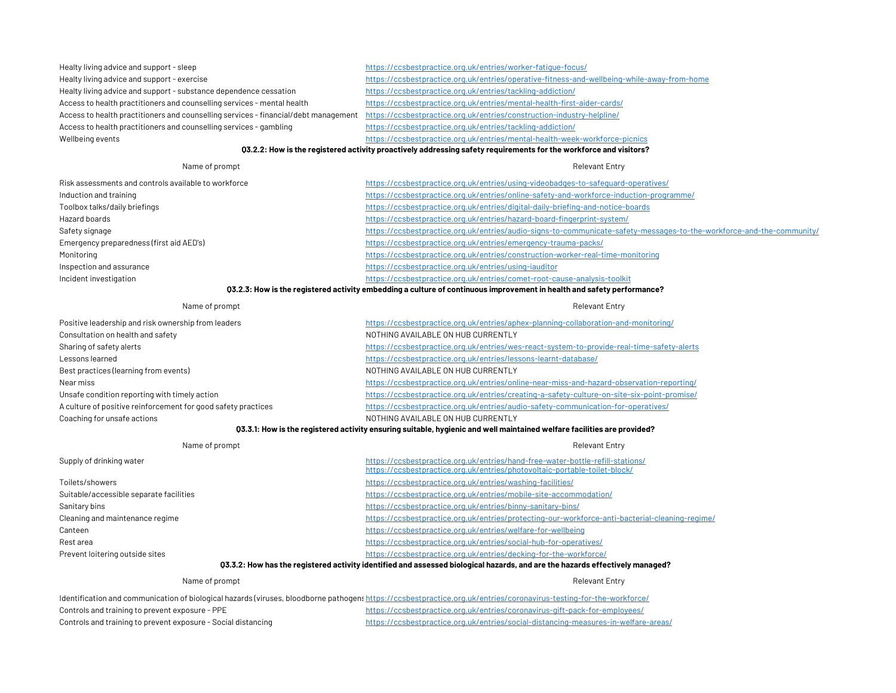| | |
|---|---|
| Healty living advice and support - sleep | https://ccsbestpractice.org.uk/entries/worker-fatigue-focus/ |
| Healty living advice and support - exercise | https://ccsbestpractice.org.uk/entries/operative-fitness-and-wellbeing-while-away-from-home |
| Healty living advice and support - substance dependence cessation | https://ccsbestpractice.org.uk/entries/tackling-addiction/ |
| Access to health practitioners and counselling services - mental health | https://ccsbestpractice.org.uk/entries/mental-health-first-aider-cards/ |
| Access to health practitioners and counselling services - financial/debt management | https://ccsbestpractice.org.uk/entries/construction-industry-helpline/ |
| Access to health practitioners and counselling services - gambling | https://ccsbestpractice.org.uk/entries/tackling-addiction/ |
| Wellbeing events | https://ccsbestpractice.org.uk/entries/mental-health-week-workforce-picnics |

**Q3.2.2: How is the registered activity proactively addressing safety requirements for the workforce and visitors?**

| Name of prompt | Relevant Entry |
|---|---|
| Risk assessments and controls available to workforce | https://ccsbestpractice.org.uk/entries/using-videobadges-to-safeguard-operatives/ |
| Induction and training | https://ccsbestpractice.org.uk/entries/online-safety-and-workforce-induction-programme/ |
| Toolbox talks/daily briefings | https://ccsbestpractice.org.uk/entries/digital-daily-briefing-and-notice-boards |
| Hazard boards | https://ccsbestpractice.org.uk/entries/hazard-board-fingerprint-system/ |
| Safety signage | https://ccsbestpractice.org.uk/entries/audio-signs-to-communicate-safety-messages-to-the-workforce-and-the-community/ |
| Emergency preparedness (first aid AED's) | https://ccsbestpractice.org.uk/entries/emergency-trauma-packs/ |
| Monitoring | https://ccsbestpractice.org.uk/entries/construction-worker-real-time-monitoring |
| Inspection and assurance | https://ccsbestpractice.org.uk/entries/using-iauditor |
| Incident investigation | https://ccsbestpractice.org.uk/entries/comet-root-cause-analysis-toolkit |

**Q3.2.3: How is the registered activity embedding a culture of continuous improvement in health and safety performance?**

| Name of prompt | Relevant Entry |
|---|---|
| Positive leadership and risk ownership from leaders | https://ccsbestpractice.org.uk/entries/aphex-planning-collaboration-and-monitoring/ |
| Consultation on health and safety | NOTHING AVAILABLE ON HUB CURRENTLY |
| Sharing of safety alerts | https://ccsbestpractice.org.uk/entries/wes-react-system-to-provide-real-time-safety-alerts |
| Lessons learned | https://ccsbestpractice.org.uk/entries/lessons-learnt-database/ |
| Best practices (learning from events) | NOTHING AVAILABLE ON HUB CURRENTLY |
| Near miss | https://ccsbestpractice.org.uk/entries/online-near-miss-and-hazard-observation-reporting/ |
| Unsafe condition reporting with timely action | https://ccsbestpractice.org.uk/entries/creating-a-safety-culture-on-site-six-point-promise/ |
| A culture of positive reinforcement for good safety practices | https://ccsbestpractice.org.uk/entries/audio-safety-communication-for-operatives/ |
| Coaching for unsafe actions | NOTHING AVAILABLE ON HUB CURRENTLY |

**Q3.3.1: How is the registered activity ensuring suitable, hygienic and well maintained welfare facilities are provided?**

| Name of prompt | Relevant Entry |
|---|---|
| Supply of drinking water | https://ccsbestpractice.org.uk/entries/hand-free-water-bottle-refill-stations/ https://ccsbestpractice.org.uk/entries/photovoltaic-portable-toilet-block/ |
| Toilets/showers | https://ccsbestpractice.org.uk/entries/washing-facilities/ |
| Suitable/accessible separate facilities | https://ccsbestpractice.org.uk/entries/mobile-site-accommodation/ |
| Sanitary bins | https://ccsbestpractice.org.uk/entries/binny-sanitary-bins/ |
| Cleaning and maintenance regime | https://ccsbestpractice.org.uk/entries/protecting-our-workforce-anti-bacterial-cleaning-regime/ |
| Canteen | https://ccsbestpractice.org.uk/entries/welfare-for-wellbeing |
| Rest area | https://ccsbestpractice.org.uk/entries/social-hub-for-operatives/ |
| Prevent loitering outside sites | https://ccsbestpractice.org.uk/entries/decking-for-the-workforce/ |

**Q3.3.2: How has the registered activity identified and assessed biological hazards, and are the hazards effectively managed?**

| Name of prompt | Relevant Entry |
|---|---|
| Identification and communication of biological hazards (viruses, bloodborne pathogens | https://ccsbestpractice.org.uk/entries/coronavirus-testing-for-the-workforce/ |
| Controls and training to prevent exposure - PPE | https://ccsbestpractice.org.uk/entries/coronavirus-gift-pack-for-employees/ |
| Controls and training to prevent exposure - Social distancing | https://ccsbestpractice.org.uk/entries/social-distancing-measures-in-welfare-areas/ |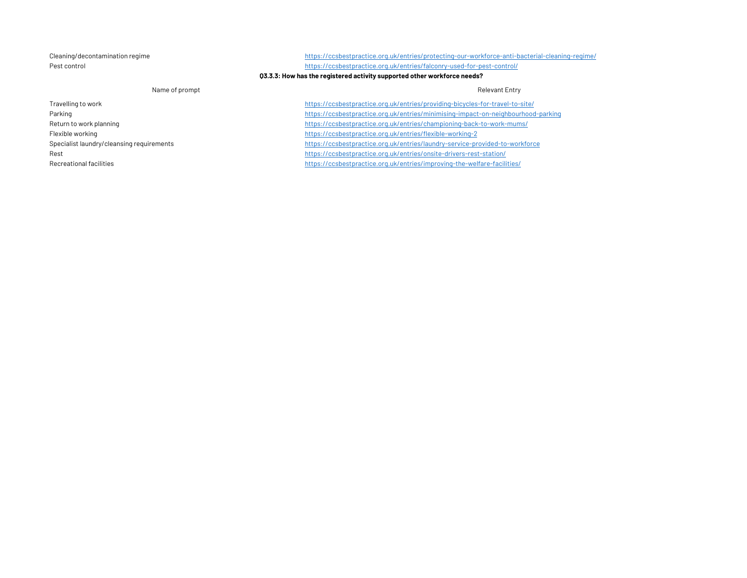| | |
|---|---|
| Cleaning/decontamination regime | https://ccsbestpractice.org.uk/entries/protecting-our-workforce-anti-bacterial-cleaning-regime/ |
| Pest control | https://ccsbestpractice.org.uk/entries/falconry-used-for-pest-control/ |

**Q3.3.3: How has the registered activity supported other workforce needs?**

| Name of prompt | Relevant Entry |
|---|---|
| Travelling to work | https://ccsbestpractice.org.uk/entries/providing-bicycles-for-travel-to-site/ |
| Parking | https://ccsbestpractice.org.uk/entries/minimising-impact-on-neighbourhood-parking |
| Return to work planning | https://ccsbestpractice.org.uk/entries/championing-back-to-work-mums/ |
| Flexible working | https://ccsbestpractice.org.uk/entries/flexible-working-2 |
| Specialist laundry/cleansing requirements | https://ccsbestpractice.org.uk/entries/laundry-service-provided-to-workforce |
| Rest | https://ccsbestpractice.org.uk/entries/onsite-drivers-rest-station/ |
| Recreational facilities | https://ccsbestpractice.org.uk/entries/improving-the-welfare-facilities/ |